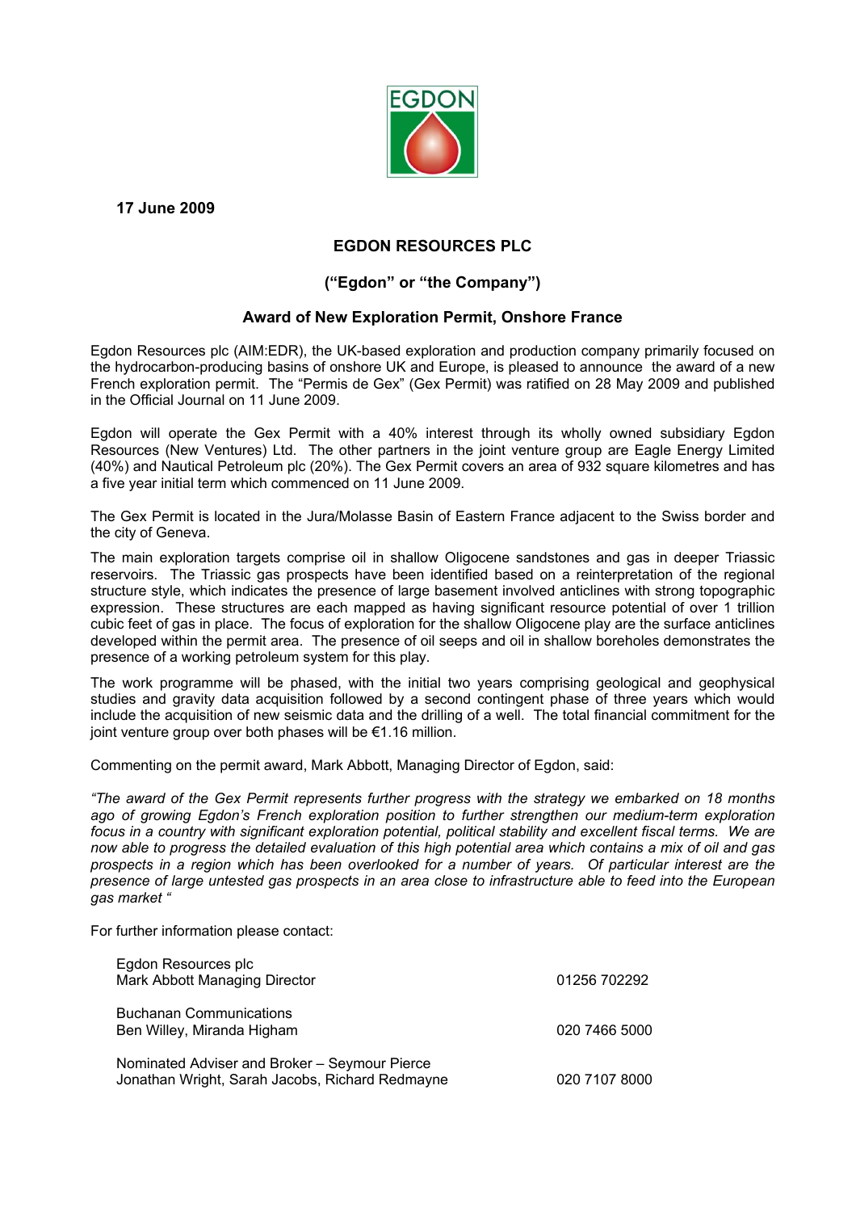**17 June 2009**

## EGDON RESOURCES PLC

### ("Egdon" or "the Company")

### Award of New Exploration Permit, Onshore France

Egdon Resources plc (AIM:EDR), the UK-based exploration and production company primarily focused on the hydrocarbon-producing basins of onshore UK and Europe, is pleased to announce the award of a new French exploration permit. The "Permis de Gex" (Gex Permit) was ratified on 28 May 2009 and published in the Official Journal on 11 June 2009.

Egdon will operate the Gex Permit with a 40% interest through its wholly owned subsidiary Egdon Resources (New Ventures) Ltd. The other partners in the joint venture group are Eagle Energy Limited (40%) and Nautical Petroleum plc (20%). The Gex Permit covers an area of 932 square kilometres and has a five year initial term which commenced on 11 June 2009.

The Gex Permit is located in the Jura/Molasse Basin of Eastern France adjacent to the Swiss border and the city of Geneva.

The main exploration targets comprise oil in shallow Oligocene sandstones and gas in deeper Triassic reservoirs. The Triassic gas prospects have been identified based on a reinterpretation of the regional structure style, which indicates the presence of large basement involved anticlines with strong topographic expression. These structures are each mapped as having significant resource potential of over 1 trillion cubic feet of gas in place. The focus of exploration for the shallow Oligocene play are the surface anticlines developed within the permit area. The presence of oil seeps and oil in shallow boreholes demonstrates the presence of a working petroleum system for this play.

The work programme will be phased, with the initial two years comprising geological and geophysical studies and gravity data acquisition followed by a second contingent phase of three years which would include the acquisition of new seismic data and the drilling of a well. The total financial commitment for the joint venture group over both phases will be €1.16 million.

Commenting on the permit award, Mark Abbott, Managing Director of Egdon, said:

*"The award of the Gex Permit represents further progress with the strategy we embarked on 18 months ago of growing Egdon's French exploration position to further strengthen our medium-term exploration focus in a country with significant exploration potential, political stability and excellent fiscal terms. We are now able to progress the detailed evaluation of this high potential area which contains a mix of oil and gas prospects in a region which has been overlooked for a number of years. Of particular interest are the presence of large untested gas prospects in an area close to infrastructure able to feed into the European gas market "*

For further information please contact:

| | |
|---|---|
| Egdon Resources plc<br>Mark Abbott Managing Director | 01256 702292 |
| Buchanan Communications<br>Ben Willey, Miranda Higham | 020 7466 5000 |
| Nominated Adviser and Broker – Seymour Pierce<br>Jonathan Wright, Sarah Jacobs, Richard Redmayne | 020 7107 8000 |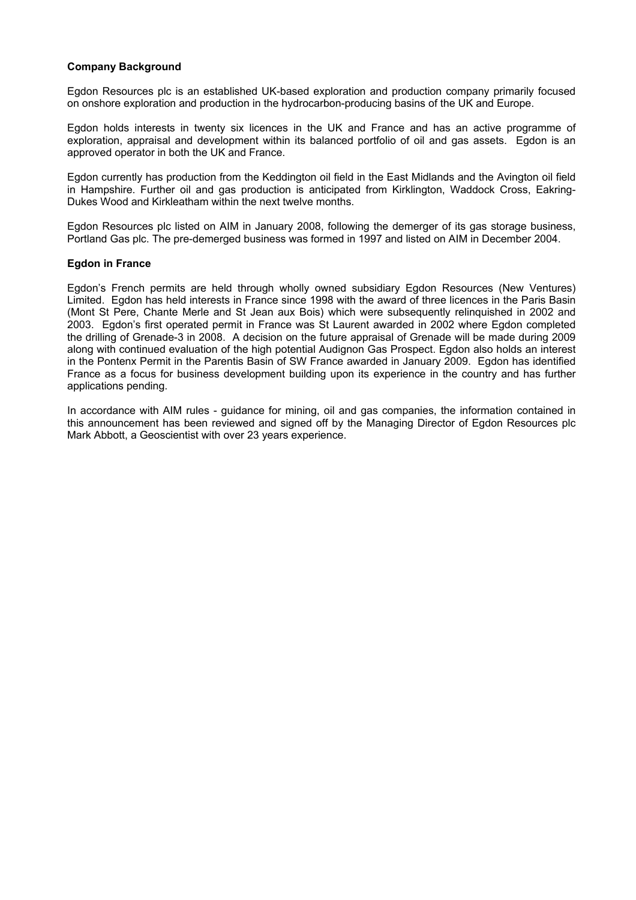**Company Background**

Egdon Resources plc is an established UK-based exploration and production company primarily focused on onshore exploration and production in the hydrocarbon-producing basins of the UK and Europe.

Egdon holds interests in twenty six licences in the UK and France and has an active programme of exploration, appraisal and development within its balanced portfolio of oil and gas assets. Egdon is an approved operator in both the UK and France.

Egdon currently has production from the Keddington oil field in the East Midlands and the Avington oil field in Hampshire. Further oil and gas production is anticipated from Kirklington, Waddock Cross, Eakring-Dukes Wood and Kirkleatham within the next twelve months.

Egdon Resources plc listed on AIM in January 2008, following the demerger of its gas storage business, Portland Gas plc. The pre-demerged business was formed in 1997 and listed on AIM in December 2004.

**Egdon in France**

Egdon's French permits are held through wholly owned subsidiary Egdon Resources (New Ventures) Limited. Egdon has held interests in France since 1998 with the award of three licences in the Paris Basin (Mont St Pere, Chante Merle and St Jean aux Bois) which were subsequently relinquished in 2002 and 2003. Egdon's first operated permit in France was St Laurent awarded in 2002 where Egdon completed the drilling of Grenade-3 in 2008. A decision on the future appraisal of Grenade will be made during 2009 along with continued evaluation of the high potential Audignon Gas Prospect. Egdon also holds an interest in the Pontenx Permit in the Parentis Basin of SW France awarded in January 2009. Egdon has identified France as a focus for business development building upon its experience in the country and has further applications pending.

In accordance with AIM rules - guidance for mining, oil and gas companies, the information contained in this announcement has been reviewed and signed off by the Managing Director of Egdon Resources plc Mark Abbott, a Geoscientist with over 23 years experience.